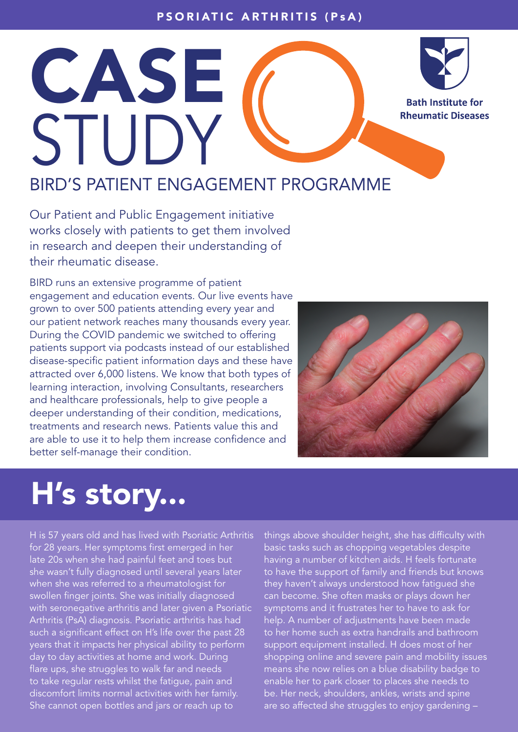PSORIATIC ARTHRITIS (PsA)

# CASE STUDY

Bath Institute for Rheumatic Diseases

## BIRD'S PATIENT ENGAGEMENT PROGRAMME

Our Patient and Public Engagement initiative works closely with patients to get them involved in research and deepen their understanding of their rheumatic disease.

BIRD runs an extensive programme of patient engagement and education events. Our live events have grown to over 500 patients attending every year and our patient network reaches many thousands every year. During the COVID pandemic we switched to offering patients support via podcasts instead of our established disease-specific patient information days and these have attracted over 6,000 listens. We know that both types of learning interaction, involving Consultants, researchers and healthcare professionals, help to give people a deeper understanding of their condition, medications, treatments and research news. Patients value this and are able to use it to help them increase confidence and better self-manage their condition.

## H's story...

H is 57 years old and has lived with Psoriatic Arthritis for 28 years. Her symptoms first emerged in her late 20s when she had painful feet and toes but she wasn't fully diagnosed until several years later when she was referred to a rheumatologist for swollen finger joints. She was initially diagnosed with seronegative arthritis and later given a Psoriatic Arthritis (PsA) diagnosis. Psoriatic arthritis has had such a significant effect on H's life over the past 28 years that it impacts her physical ability to perform day to day activities at home and work. During flare ups, she struggles to walk far and needs to take regular rests whilst the fatigue, pain and discomfort limits normal activities with her family. She cannot open bottles and jars or reach up to things above shoulder height, she has difficulty with basic tasks such as chopping vegetables despite having a number of kitchen aids. H feels fortunate to have the support of family and friends but knows they haven't always understood how fatigued she can become. She often masks or plays down her symptoms and it frustrates her to have to ask for help. A number of adjustments have been made to her home such as extra handrails and bathroom support equipment installed. H does most of her shopping online and severe pain and mobility issues means she now relies on a blue disability badge to enable her to park closer to places she needs to be. Her neck, shoulders, ankles, wrists and spine are so affected she struggles to enjoy gardening –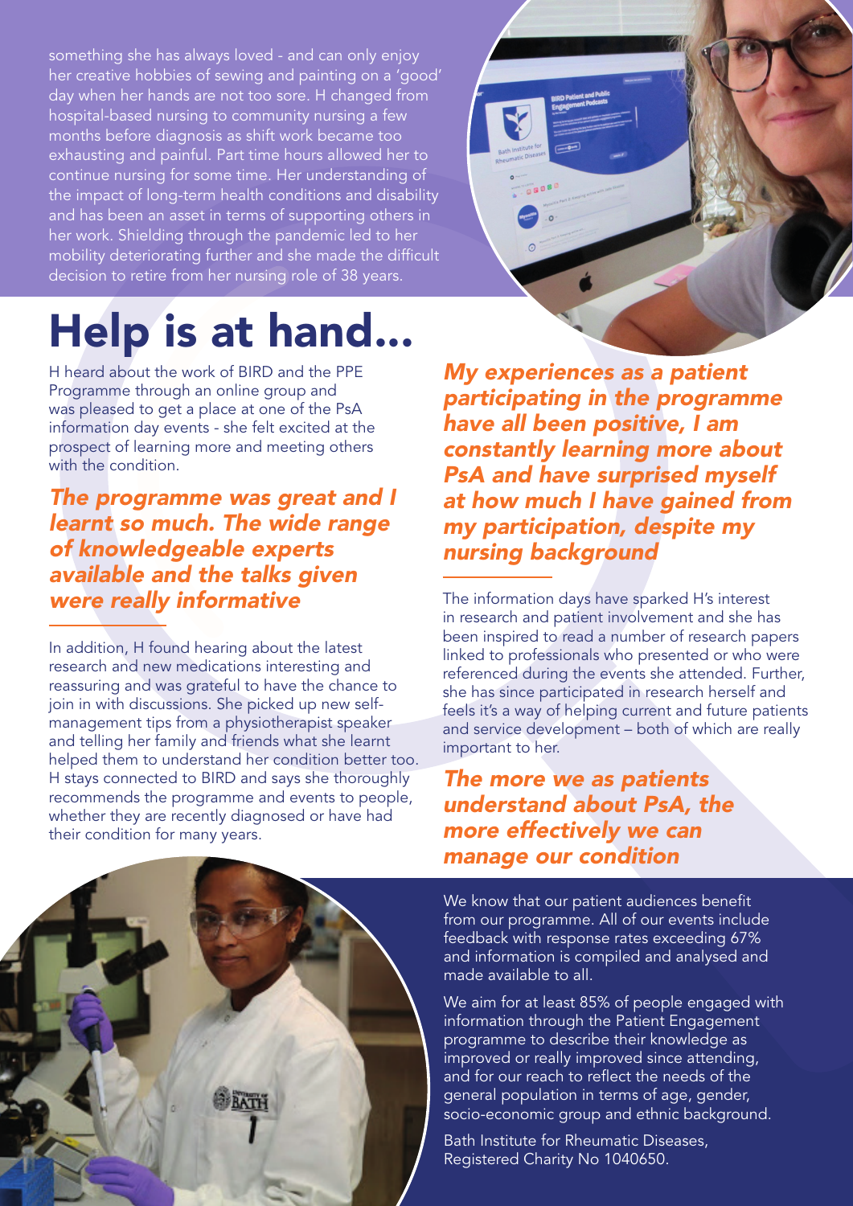something she has always loved - and can only enjoy her creative hobbies of sewing and painting on a 'good' day when her hands are not too sore. H changed from hospital-based nursing to community nursing a few months before diagnosis as shift work became too exhausting and painful. Part time hours allowed her to continue nursing for some time. Her understanding of the impact of long-term health conditions and disability and has been an asset in terms of supporting others in her work. Shielding through the pandemic led to her mobility deteriorating further and she made the difficult decision to retire from her nursing role of 38 years.

# Help is at hand...

H heard about the work of BIRD and the PPE Programme through an online group and was pleased to get a place at one of the PsA information day events - she felt excited at the prospect of learning more and meeting others with the condition.

***The programme was great and I learnt so much. The wide range of knowledgeable experts available and the talks given were really informative***

In addition, H found hearing about the latest research and new medications interesting and reassuring and was grateful to have the chance to join in with discussions. She picked up new self-management tips from a physiotherapist speaker and telling her family and friends what she learnt helped them to understand her condition better too. H stays connected to BIRD and says she thoroughly recommends the programme and events to people, whether they are recently diagnosed or have had their condition for many years.

***My experiences as a patient participating in the programme have all been positive, I am constantly learning more about PsA and have surprised myself at how much I have gained from my participation, despite my nursing background***

The information days have sparked H's interest in research and patient involvement and she has been inspired to read a number of research papers linked to professionals who presented or who were referenced during the events she attended. Further, she has since participated in research herself and feels it's a way of helping current and future patients and service development – both of which are really important to her.

***The more we as patients understand about PsA, the more effectively we can manage our condition***

We know that our patient audiences benefit from our programme. All of our events include feedback with response rates exceeding 67% and information is compiled and analysed and made available to all.

We aim for at least 85% of people engaged with information through the Patient Engagement programme to describe their knowledge as improved or really improved since attending, and for our reach to reflect the needs of the general population in terms of age, gender, socio-economic group and ethnic background.

Bath Institute for Rheumatic Diseases,
Registered Charity No 1040650.